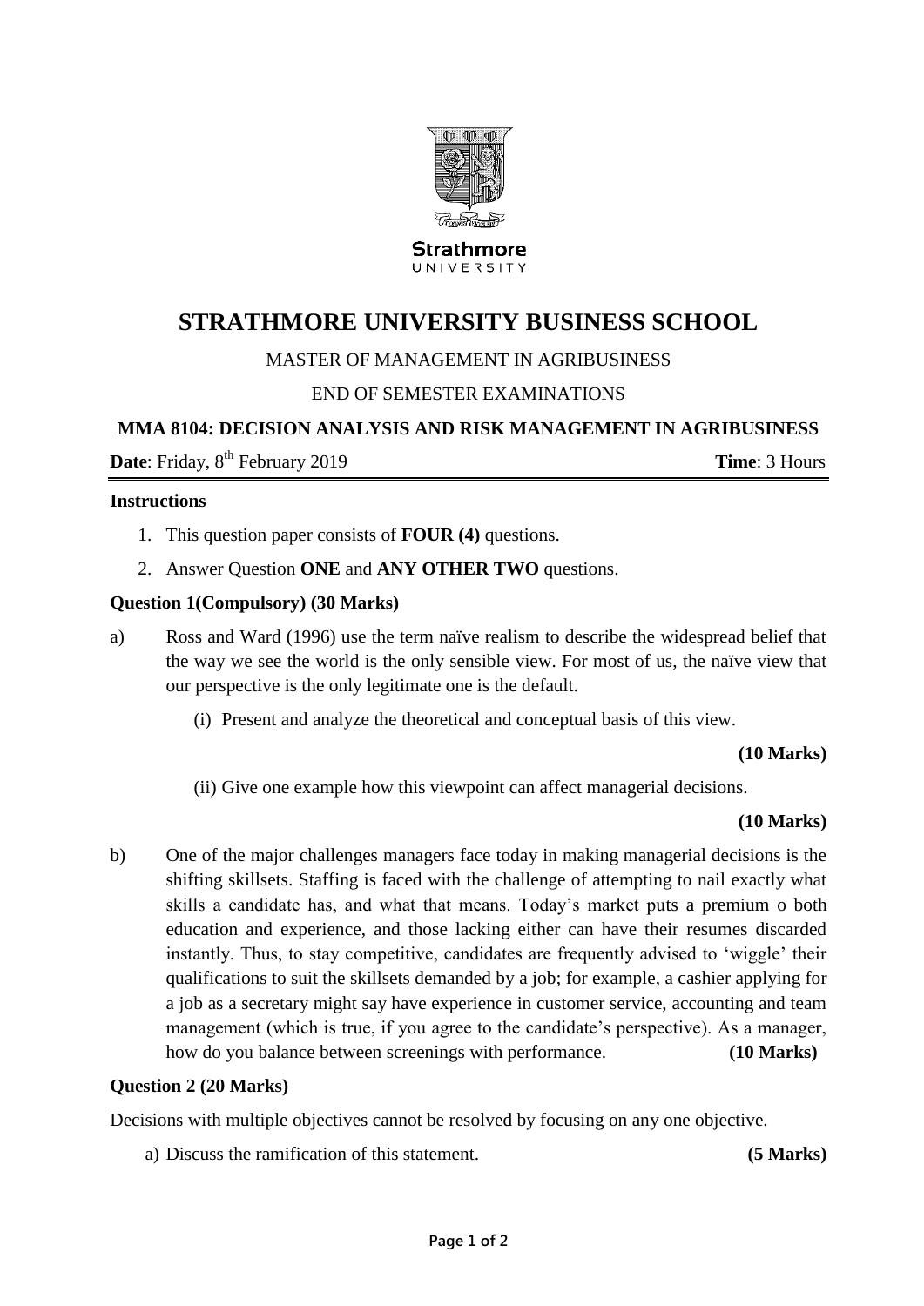Strathmore UNIVERSITY

# STRATHMORE UNIVERSITY BUSINESS SCHOOL

MASTER OF MANAGEMENT IN AGRIBUSINESS

END OF SEMESTER EXAMINATIONS

**MMA 8104: DECISION ANALYSIS AND RISK MANAGEMENT IN AGRIBUSINESS**

**Date**: Friday, 8th February 2019 **Time**: 3 Hours

**Instructions**

1. This question paper consists of **FOUR (4)** questions.
2. Answer Question **ONE** and **ANY OTHER TWO** questions.

**Question 1(Compulsory) (30 Marks)**

a) Ross and Ward (1996) use the term naïve realism to describe the widespread belief that the way we see the world is the only sensible view. For most of us, the naïve view that our perspective is the only legitimate one is the default.

   (i) Present and analyze the theoretical and conceptual basis of this view. **(10 Marks)**

   (ii) Give one example how this viewpoint can affect managerial decisions. **(10 Marks)**

b) One of the major challenges managers face today in making managerial decisions is the shifting skillsets. Staffing is faced with the challenge of attempting to nail exactly what skills a candidate has, and what that means. Today's market puts a premium o both education and experience, and those lacking either can have their resumes discarded instantly. Thus, to stay competitive, candidates are frequently advised to 'wiggle' their qualifications to suit the skillsets demanded by a job; for example, a cashier applying for a job as a secretary might say have experience in customer service, accounting and team management (which is true, if you agree to the candidate's perspective). As a manager, how do you balance between screenings with performance. **(10 Marks)**

**Question 2 (20 Marks)**

Decisions with multiple objectives cannot be resolved by focusing on any one objective.

a) Discuss the ramification of this statement. **(5 Marks)**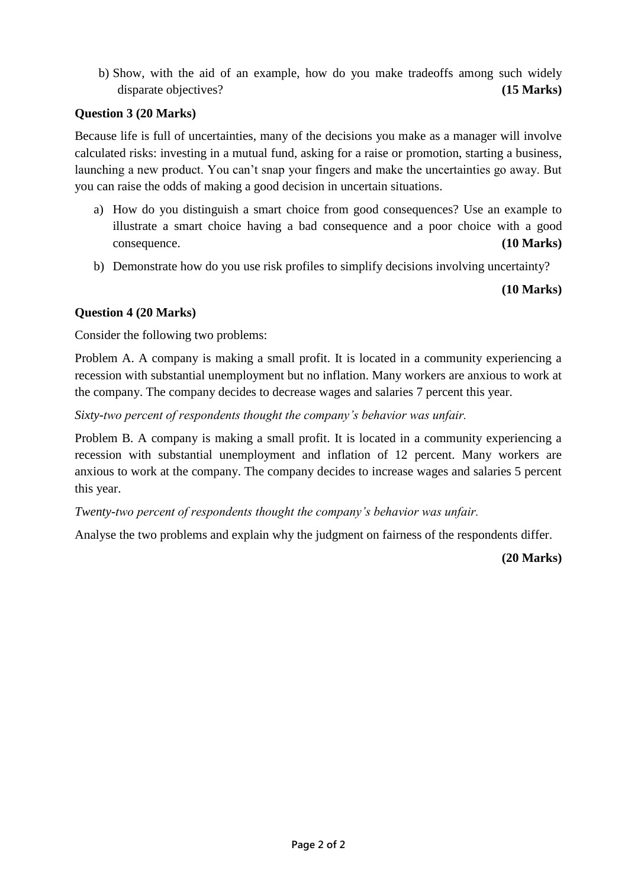b) Show, with the aid of an example, how do you make tradeoffs among such widely disparate objectives? **(15 Marks)**

**Question 3 (20 Marks)**

Because life is full of uncertainties, many of the decisions you make as a manager will involve calculated risks: investing in a mutual fund, asking for a raise or promotion, starting a business, launching a new product. You can't snap your fingers and make the uncertainties go away. But you can raise the odds of making a good decision in uncertain situations.

a) How do you distinguish a smart choice from good consequences? Use an example to illustrate a smart choice having a bad consequence and a poor choice with a good consequence. **(10 Marks)**

b) Demonstrate how do you use risk profiles to simplify decisions involving uncertainty? **(10 Marks)**

**Question 4 (20 Marks)**

Consider the following two problems:

Problem A. A company is making a small profit. It is located in a community experiencing a recession with substantial unemployment but no inflation. Many workers are anxious to work at the company. The company decides to decrease wages and salaries 7 percent this year.

*Sixty-two percent of respondents thought the company's behavior was unfair.*

Problem B. A company is making a small profit. It is located in a community experiencing a recession with substantial unemployment and inflation of 12 percent. Many workers are anxious to work at the company. The company decides to increase wages and salaries 5 percent this year.

*Twenty-two percent of respondents thought the company's behavior was unfair.*

Analyse the two problems and explain why the judgment on fairness of the respondents differ.

**(20 Marks)**